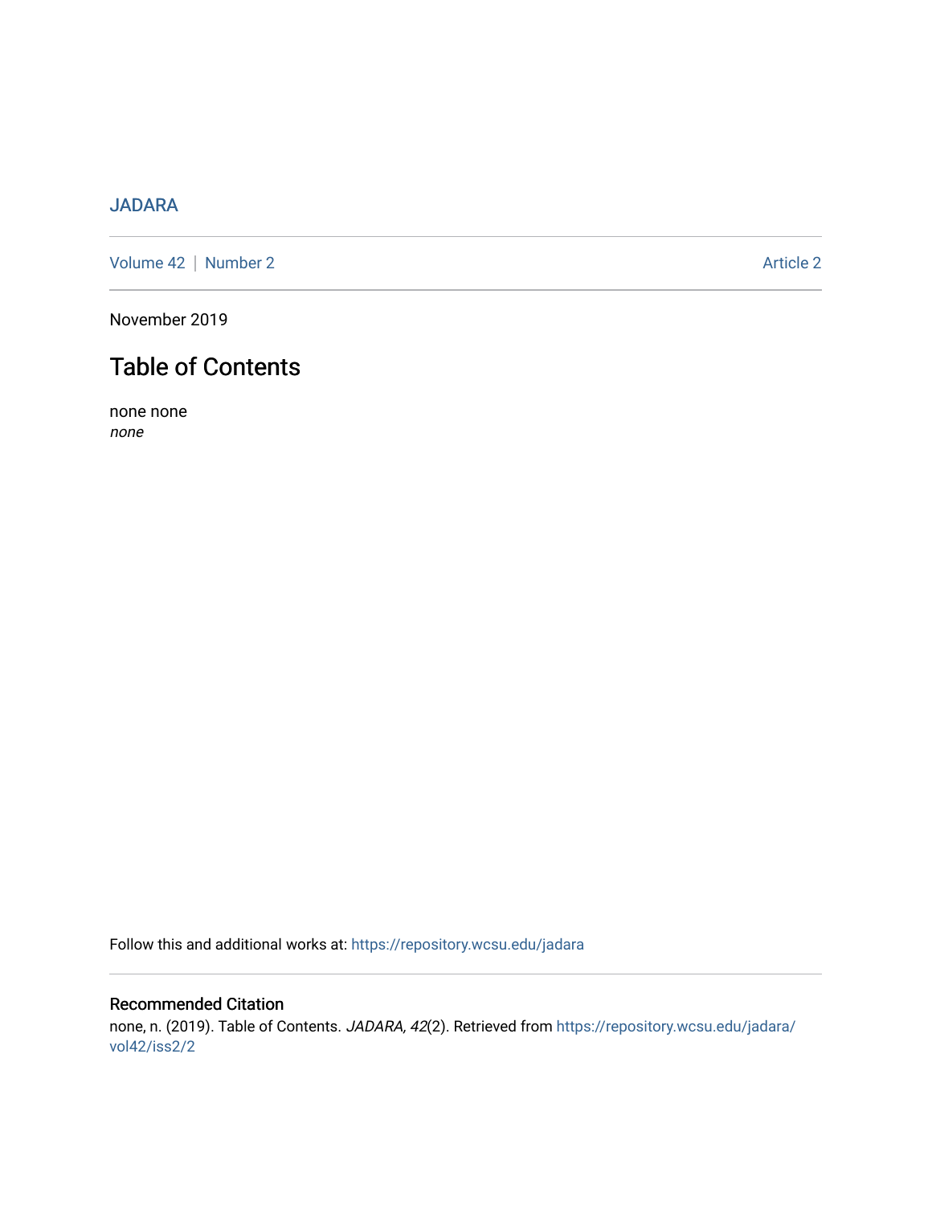JADARA

Volume 42 | Number 2 | Article 2

November 2019

# Table of Contents

none none
*none*

Follow this and additional works at: https://repository.wcsu.edu/jadara

## Recommended Citation

none, n. (2019). Table of Contents. *JADARA, 42*(2). Retrieved from https://repository.wcsu.edu/jadara/vol42/iss2/2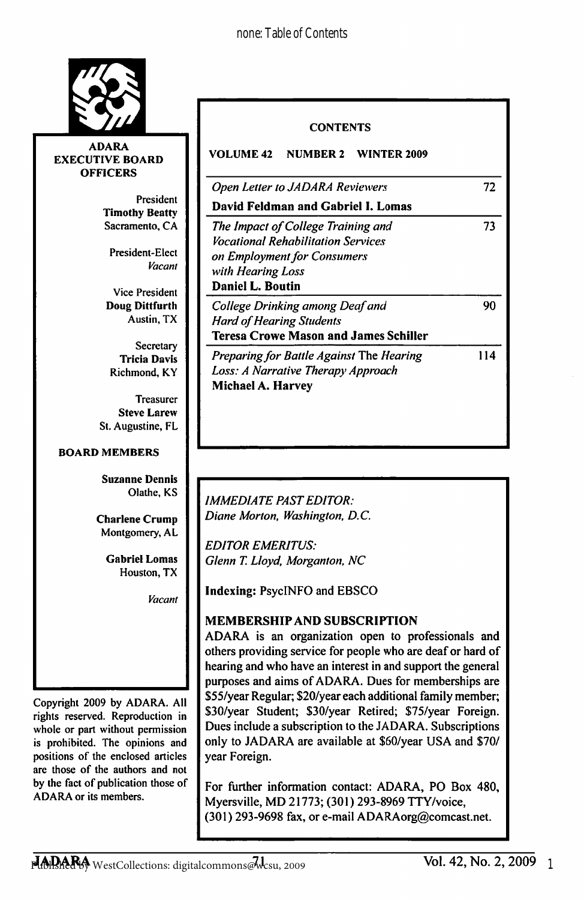## ADARA EXECUTIVE BOARD OFFICERS

President
**Timothy Beatty**
Sacramento, CA

President-Elect
*Vacant*

Vice President
**Doug Dittfurth**
Austin, TX

Secretary
**Tricia Davis**
Richmond, KY

Treasurer
**Steve Larew**
St. Augustine, FL

## BOARD MEMBERS

**Suzanne Dennis**
Olathe, KS

**Charlene Crump**
Montgomery, AL

**Gabriel Lomas**
Houston, TX

*Vacant*

Copyright 2009 by ADARA. All rights reserved. Reproduction in whole or part without permission is prohibited. The opinions and positions of the enclosed articles are those of the authors and not by the fact of publication those of ADARA or its members.

## CONTENTS

**VOLUME 42 NUMBER 2 WINTER 2009**

| | |
|---|---|
| *Open Letter to JADARA Reviewers*<br>**David Feldman and Gabriel I. Lomas** | 72 |
| *The Impact of College Training and Vocational Rehabilitation Services on Employment for Consumers with Hearing Loss*<br>**Daniel L. Boutin** | 73 |
| *College Drinking among Deaf and Hard of Hearing Students*<br>**Teresa Crowe Mason and James Schiller** | 90 |
| *Preparing for Battle Against* The *Hearing Loss: A Narrative Therapy Approach*<br>**Michael A. Harvey** | 114 |

*IMMEDIATE PAST EDITOR:*
*Diane Morton, Washington, D.C.*

*EDITOR EMERITUS:*
*Glenn T. Lloyd, Morganton, NC*

**Indexing:** PsycINFO and EBSCO

**MEMBERSHIP AND SUBSCRIPTION**

ADARA is an organization open to professionals and others providing service for people who are deaf or hard of hearing and who have an interest in and support the general purposes and aims of ADARA. Dues for memberships are $55/year Regular; $20/year each additional family member; $30/year Student; $30/year Retired; $75/year Foreign. Dues include a subscription to the JADARA. Subscriptions only to JADARA are available at $60/year USA and $70/year Foreign.

For further information contact: ADARA, PO Box 480, Myersville, MD 21773; (301) 293-8969 TTY/voice, (301) 293-9698 fax, or e-mail ADARAorg@comcast.net.